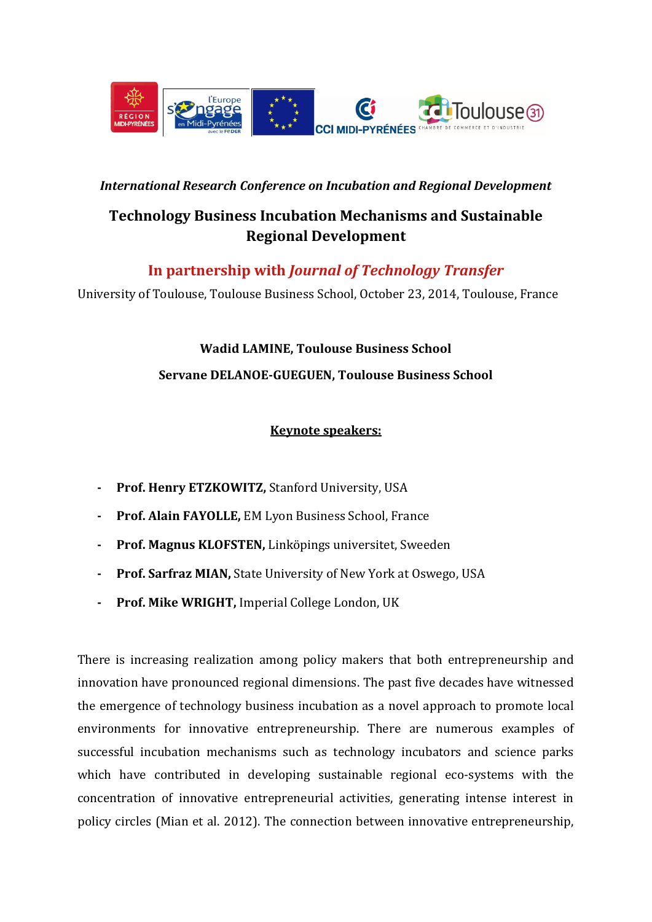*International Research Conference on Incubation and Regional Development*

# Technology Business Incubation Mechanisms and Sustainable Regional Development

## In partnership with *Journal of Technology Transfer*

University of Toulouse, Toulouse Business School, October 23, 2014, Toulouse, France

**Wadid LAMINE, Toulouse Business School**

**Servane DELANOE-GUEGUEN, Toulouse Business School**

**Keynote speakers:**

- **Prof. Henry ETZKOWITZ,** Stanford University, USA
- **Prof. Alain FAYOLLE,** EM Lyon Business School, France
- **Prof. Magnus KLOFSTEN,** Linköpings universitet, Sweeden
- **Prof. Sarfraz MIAN,** State University of New York at Oswego, USA
- **Prof. Mike WRIGHT,** Imperial College London, UK

There is increasing realization among policy makers that both entrepreneurship and innovation have pronounced regional dimensions. The past five decades have witnessed the emergence of technology business incubation as a novel approach to promote local environments for innovative entrepreneurship. There are numerous examples of successful incubation mechanisms such as technology incubators and science parks which have contributed in developing sustainable regional eco-systems with the concentration of innovative entrepreneurial activities, generating intense interest in policy circles (Mian et al. 2012). The connection between innovative entrepreneurship,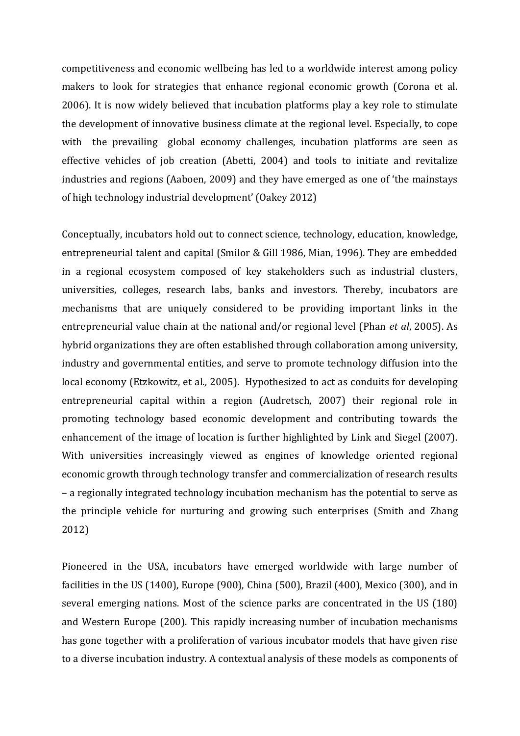competitiveness and economic wellbeing has led to a worldwide interest among policy makers to look for strategies that enhance regional economic growth (Corona et al. 2006). It is now widely believed that incubation platforms play a key role to stimulate the development of innovative business climate at the regional level. Especially, to cope with the prevailing global economy challenges, incubation platforms are seen as effective vehicles of job creation (Abetti, 2004) and tools to initiate and revitalize industries and regions (Aaboen, 2009) and they have emerged as one of 'the mainstays of high technology industrial development' (Oakey 2012)

Conceptually, incubators hold out to connect science, technology, education, knowledge, entrepreneurial talent and capital (Smilor & Gill 1986, Mian, 1996). They are embedded in a regional ecosystem composed of key stakeholders such as industrial clusters, universities, colleges, research labs, banks and investors. Thereby, incubators are mechanisms that are uniquely considered to be providing important links in the entrepreneurial value chain at the national and/or regional level (Phan *et al*, 2005). As hybrid organizations they are often established through collaboration among university, industry and governmental entities, and serve to promote technology diffusion into the local economy (Etzkowitz, et al., 2005). Hypothesized to act as conduits for developing entrepreneurial capital within a region (Audretsch, 2007) their regional role in promoting technology based economic development and contributing towards the enhancement of the image of location is further highlighted by Link and Siegel (2007). With universities increasingly viewed as engines of knowledge oriented regional economic growth through technology transfer and commercialization of research results – a regionally integrated technology incubation mechanism has the potential to serve as the principle vehicle for nurturing and growing such enterprises (Smith and Zhang 2012)

Pioneered in the USA, incubators have emerged worldwide with large number of facilities in the US (1400), Europe (900), China (500), Brazil (400), Mexico (300), and in several emerging nations. Most of the science parks are concentrated in the US (180) and Western Europe (200). This rapidly increasing number of incubation mechanisms has gone together with a proliferation of various incubator models that have given rise to a diverse incubation industry. A contextual analysis of these models as components of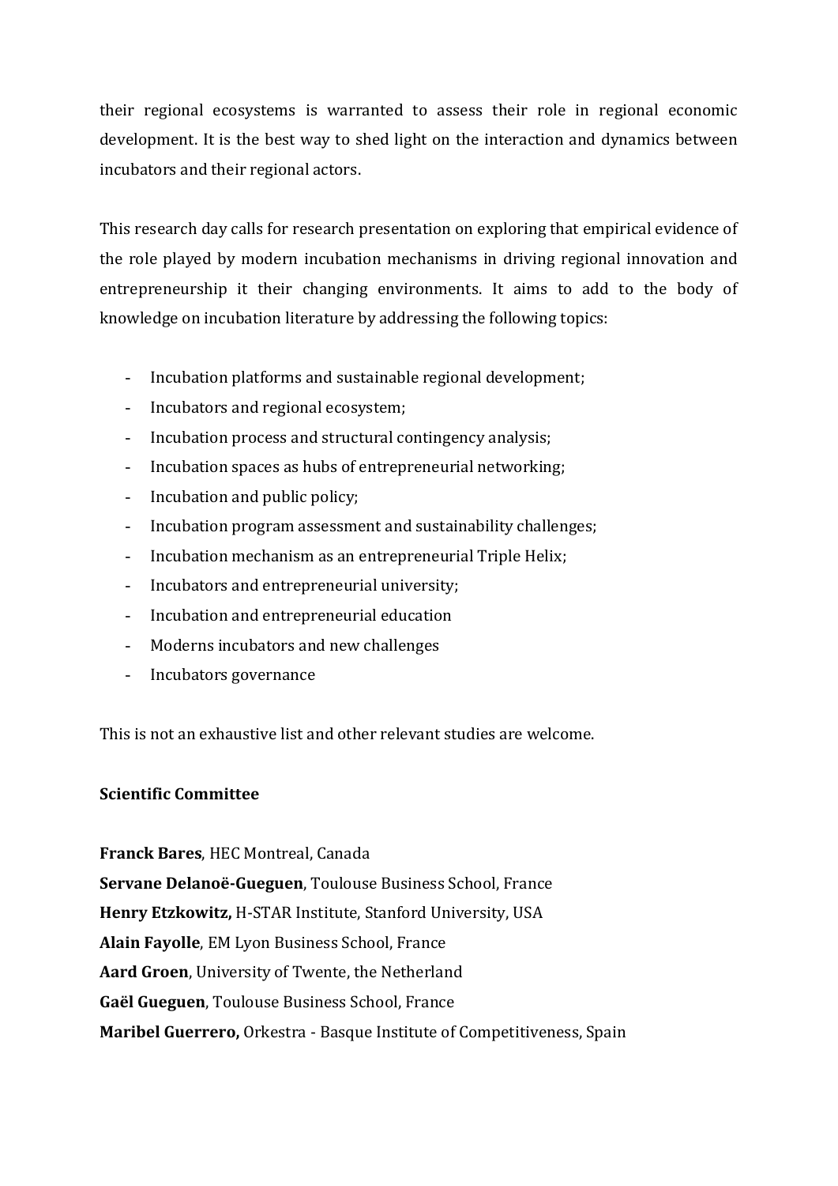their regional ecosystems is warranted to assess their role in regional economic development. It is the best way to shed light on the interaction and dynamics between incubators and their regional actors.

This research day calls for research presentation on exploring that empirical evidence of the role played by modern incubation mechanisms in driving regional innovation and entrepreneurship it their changing environments. It aims to add to the body of knowledge on incubation literature by addressing the following topics:

- Incubation platforms and sustainable regional development;
- Incubators and regional ecosystem;
- Incubation process and structural contingency analysis;
- Incubation spaces as hubs of entrepreneurial networking;
- Incubation and public policy;
- Incubation program assessment and sustainability challenges;
- Incubation mechanism as an entrepreneurial Triple Helix;
- Incubators and entrepreneurial university;
- Incubation and entrepreneurial education
- Moderns incubators and new challenges
- Incubators governance

This is not an exhaustive list and other relevant studies are welcome.

**Scientific Committee**

**Franck Bares**, HEC Montreal, Canada
**Servane Delanoë-Gueguen**, Toulouse Business School, France
**Henry Etzkowitz,** H-STAR Institute, Stanford University, USA
**Alain Fayolle**, EM Lyon Business School, France
**Aard Groen**, University of Twente, the Netherland
**Gaël Gueguen**, Toulouse Business School, France
**Maribel Guerrero,** Orkestra - Basque Institute of Competitiveness, Spain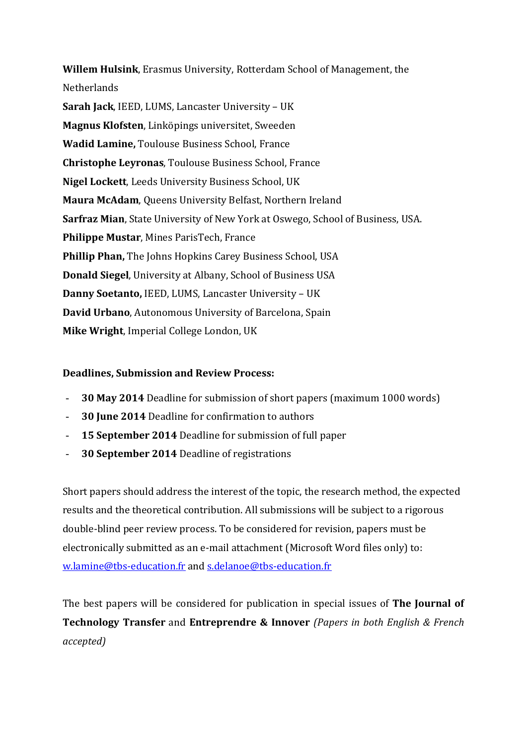**Willem Hulsink**, Erasmus University, Rotterdam School of Management, the Netherlands

**Sarah Jack**, IEED, LUMS, Lancaster University – UK

**Magnus Klofsten**, Linköpings universitet, Sweeden

**Wadid Lamine,** Toulouse Business School, France

**Christophe Leyronas**, Toulouse Business School, France

**Nigel Lockett**, Leeds University Business School, UK

**Maura McAdam**, Queens University Belfast, Northern Ireland

**Sarfraz Mian**, State University of New York at Oswego, School of Business, USA.

**Philippe Mustar**, Mines ParisTech, France

**Phillip Phan,** The Johns Hopkins Carey Business School, USA

**Donald Siegel**, University at Albany, School of Business USA

**Danny Soetanto,** IEED, LUMS, Lancaster University – UK

**David Urbano**, Autonomous University of Barcelona, Spain

**Mike Wright**, Imperial College London, UK

**Deadlines, Submission and Review Process:**

- **30 May 2014** Deadline for submission of short papers (maximum 1000 words)
- **30 June 2014** Deadline for confirmation to authors
- **15 September 2014** Deadline for submission of full paper
- **30 September 2014** Deadline of registrations

Short papers should address the interest of the topic, the research method, the expected results and the theoretical contribution. All submissions will be subject to a rigorous double-blind peer review process. To be considered for revision, papers must be electronically submitted as an e-mail attachment (Microsoft Word files only) to: w.lamine@tbs-education.fr and s.delanoe@tbs-education.fr

The best papers will be considered for publication in special issues of **The Journal of Technology Transfer** and **Entreprendre & Innover** *(Papers in both English & French accepted)*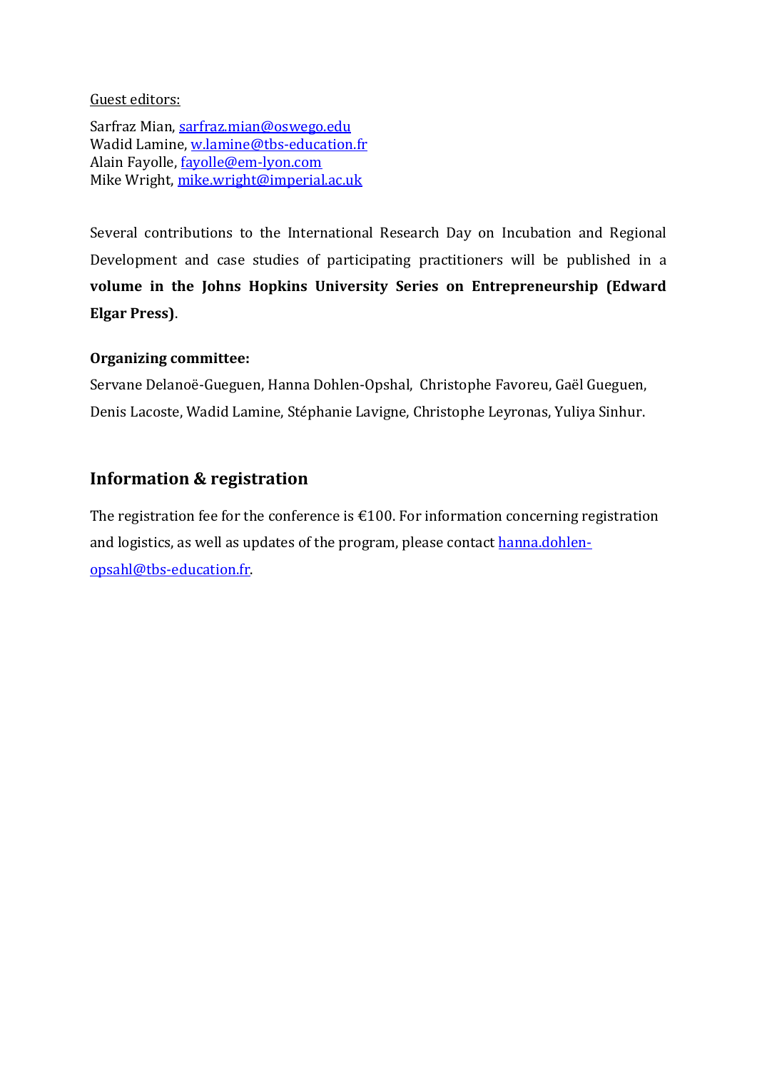Guest editors:

Sarfraz Mian, sarfraz.mian@oswego.edu
Wadid Lamine, w.lamine@tbs-education.fr
Alain Fayolle, fayolle@em-lyon.com
Mike Wright, mike.wright@imperial.ac.uk

Several contributions to the International Research Day on Incubation and Regional Development and case studies of participating practitioners will be published in a **volume in the Johns Hopkins University Series on Entrepreneurship (Edward Elgar Press)**.

**Organizing committee:**
Servane Delanoë-Gueguen, Hanna Dohlen-Opshal, Christophe Favoreu, Gaël Gueguen, Denis Lacoste, Wadid Lamine, Stéphanie Lavigne, Christophe Leyronas, Yuliya Sinhur.

## Information & registration

The registration fee for the conference is €100. For information concerning registration and logistics, as well as updates of the program, please contact hanna.dohlen-opsahl@tbs-education.fr.